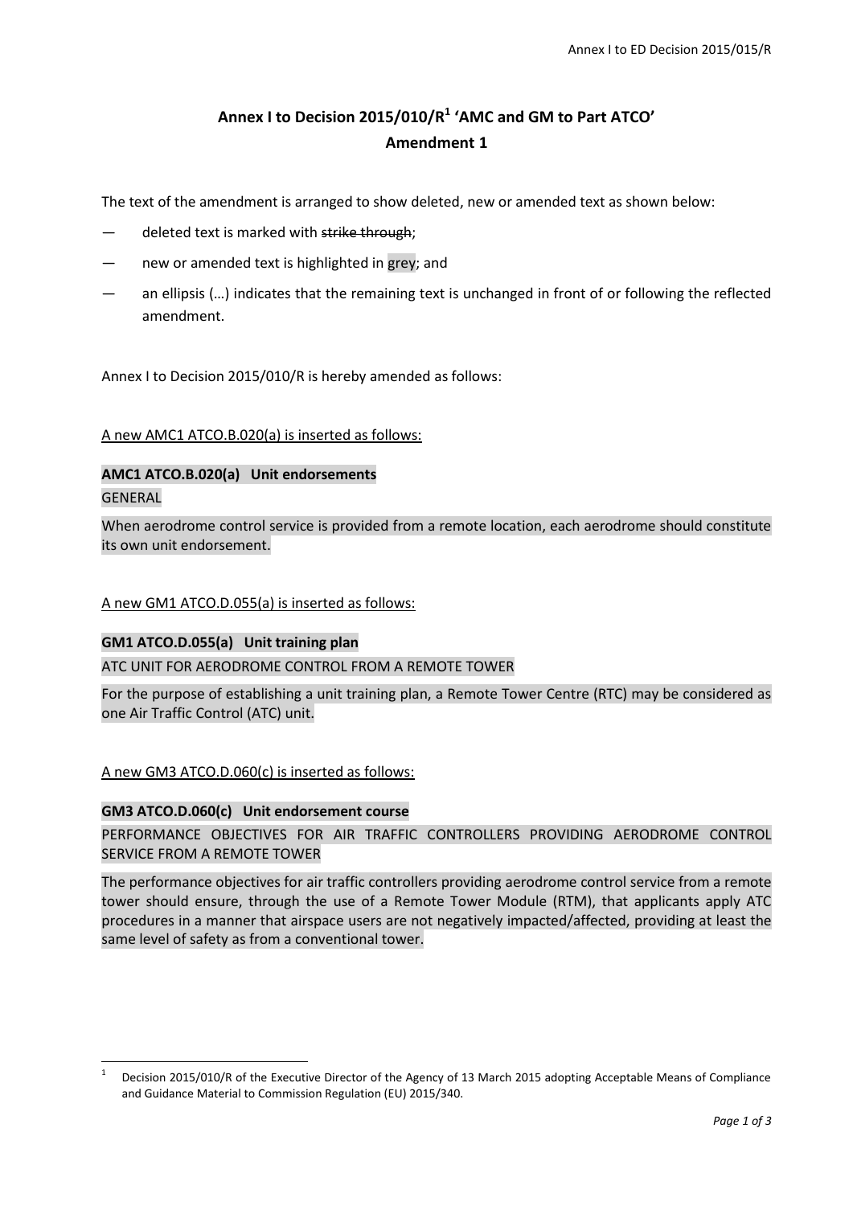# Annex I to Decision 2015/010/R[1] 'AMC and GM to Part ATCO'

## Amendment 1

The text of the amendment is arranged to show deleted, new or amended text as shown below:

— deleted text is marked with ~~strike through~~;

— new or amended text is highlighted in grey; and

— an ellipsis (…) indicates that the remaining text is unchanged in front of or following the reflected amendment.

Annex I to Decision 2015/010/R is hereby amended as follows:

<u>A new AMC1 ATCO.B.020(a) is inserted as follows:</u>

**AMC1 ATCO.B.020(a) Unit endorsements**

GENERAL

When aerodrome control service is provided from a remote location, each aerodrome should constitute its own unit endorsement.

<u>A new GM1 ATCO.D.055(a) is inserted as follows:</u>

**GM1 ATCO.D.055(a) Unit training plan**

ATC UNIT FOR AERODROME CONTROL FROM A REMOTE TOWER

For the purpose of establishing a unit training plan, a Remote Tower Centre (RTC) may be considered as one Air Traffic Control (ATC) unit.

<u>A new GM3 ATCO.D.060(c) is inserted as follows:</u>

**GM3 ATCO.D.060(c) Unit endorsement course**

PERFORMANCE OBJECTIVES FOR AIR TRAFFIC CONTROLLERS PROVIDING AERODROME CONTROL SERVICE FROM A REMOTE TOWER

The performance objectives for air traffic controllers providing aerodrome control service from a remote tower should ensure, through the use of a Remote Tower Module (RTM), that applicants apply ATC procedures in a manner that airspace users are not negatively impacted/affected, providing at least the same level of safety as from a conventional tower.

---

[1] Decision 2015/010/R of the Executive Director of the Agency of 13 March 2015 adopting Acceptable Means of Compliance and Guidance Material to Commission Regulation (EU) 2015/340.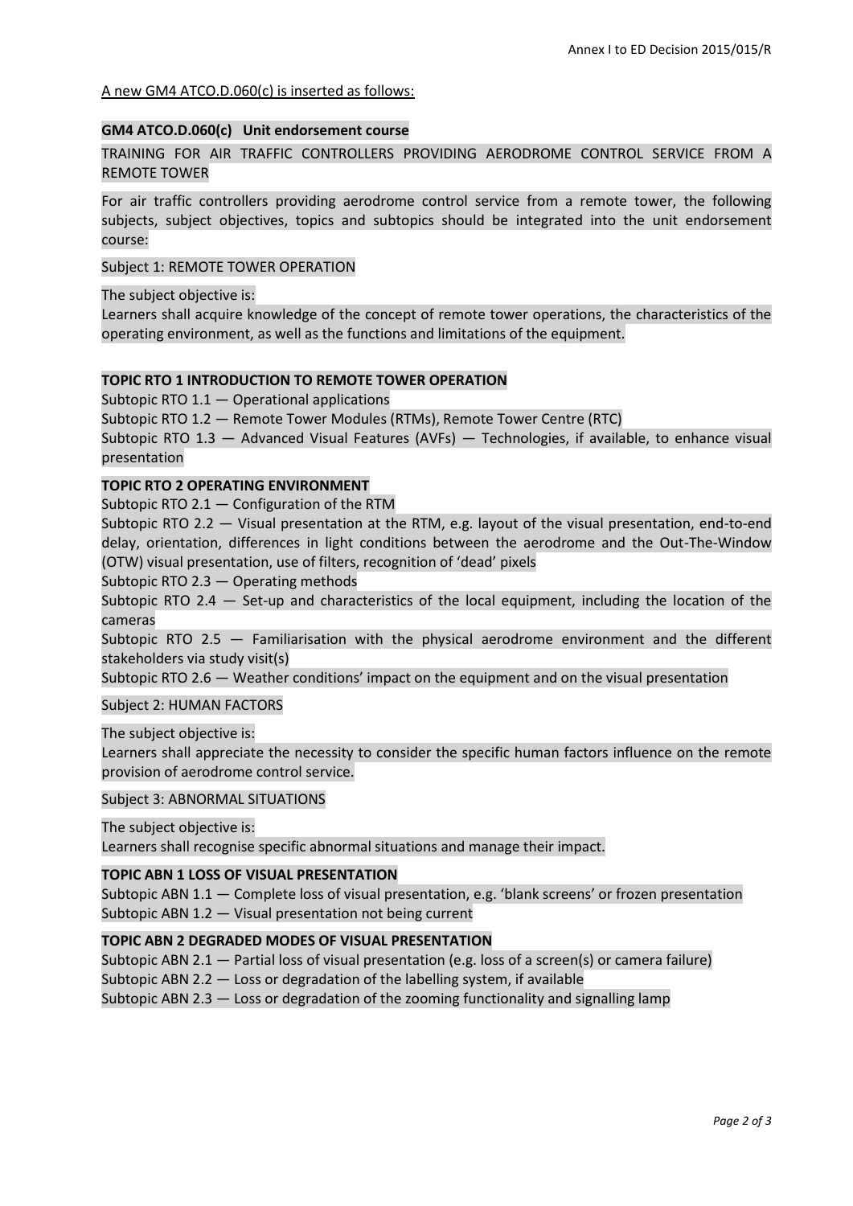A new GM4 ATCO.D.060(c) is inserted as follows:

**GM4 ATCO.D.060(c) Unit endorsement course**

TRAINING FOR AIR TRAFFIC CONTROLLERS PROVIDING AERODROME CONTROL SERVICE FROM A REMOTE TOWER

For air traffic controllers providing aerodrome control service from a remote tower, the following subjects, subject objectives, topics and subtopics should be integrated into the unit endorsement course:

Subject 1: REMOTE TOWER OPERATION

The subject objective is:
Learners shall acquire knowledge of the concept of remote tower operations, the characteristics of the operating environment, as well as the functions and limitations of the equipment.

**TOPIC RTO 1 INTRODUCTION TO REMOTE TOWER OPERATION**

Subtopic RTO 1.1 — Operational applications
Subtopic RTO 1.2 — Remote Tower Modules (RTMs), Remote Tower Centre (RTC)
Subtopic RTO 1.3 — Advanced Visual Features (AVFs) — Technologies, if available, to enhance visual presentation

**TOPIC RTO 2 OPERATING ENVIRONMENT**

Subtopic RTO 2.1 — Configuration of the RTM
Subtopic RTO 2.2 — Visual presentation at the RTM, e.g. layout of the visual presentation, end-to-end delay, orientation, differences in light conditions between the aerodrome and the Out-The-Window (OTW) visual presentation, use of filters, recognition of 'dead' pixels
Subtopic RTO 2.3 — Operating methods
Subtopic RTO 2.4 — Set-up and characteristics of the local equipment, including the location of the cameras
Subtopic RTO 2.5 — Familiarisation with the physical aerodrome environment and the different stakeholders via study visit(s)
Subtopic RTO 2.6 — Weather conditions' impact on the equipment and on the visual presentation

Subject 2: HUMAN FACTORS

The subject objective is:
Learners shall appreciate the necessity to consider the specific human factors influence on the remote provision of aerodrome control service.

Subject 3: ABNORMAL SITUATIONS

The subject objective is:
Learners shall recognise specific abnormal situations and manage their impact.

**TOPIC ABN 1 LOSS OF VISUAL PRESENTATION**

Subtopic ABN 1.1 — Complete loss of visual presentation, e.g. 'blank screens' or frozen presentation
Subtopic ABN 1.2 — Visual presentation not being current

**TOPIC ABN 2 DEGRADED MODES OF VISUAL PRESENTATION**

Subtopic ABN 2.1 — Partial loss of visual presentation (e.g. loss of a screen(s) or camera failure)
Subtopic ABN 2.2 — Loss or degradation of the labelling system, if available
Subtopic ABN 2.3 — Loss or degradation of the zooming functionality and signalling lamp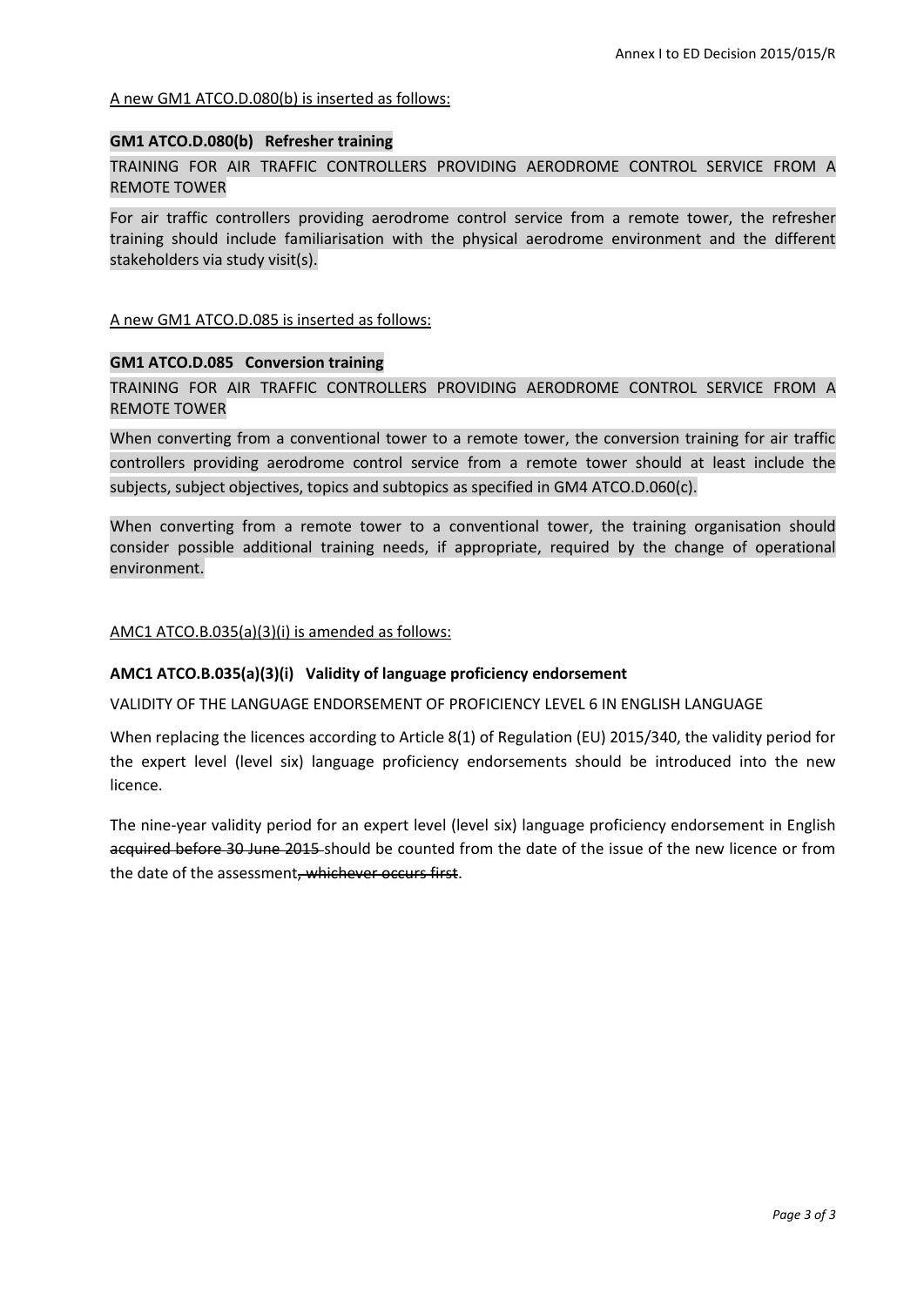A new GM1 ATCO.D.080(b) is inserted as follows:

**GM1 ATCO.D.080(b) Refresher training**

TRAINING FOR AIR TRAFFIC CONTROLLERS PROVIDING AERODROME CONTROL SERVICE FROM A REMOTE TOWER

For air traffic controllers providing aerodrome control service from a remote tower, the refresher training should include familiarisation with the physical aerodrome environment and the different stakeholders via study visit(s).

A new GM1 ATCO.D.085 is inserted as follows:

**GM1 ATCO.D.085 Conversion training**

TRAINING FOR AIR TRAFFIC CONTROLLERS PROVIDING AERODROME CONTROL SERVICE FROM A REMOTE TOWER

When converting from a conventional tower to a remote tower, the conversion training for air traffic controllers providing aerodrome control service from a remote tower should at least include the subjects, subject objectives, topics and subtopics as specified in GM4 ATCO.D.060(c).

When converting from a remote tower to a conventional tower, the training organisation should consider possible additional training needs, if appropriate, required by the change of operational environment.

AMC1 ATCO.B.035(a)(3)(i) is amended as follows:

**AMC1 ATCO.B.035(a)(3)(i) Validity of language proficiency endorsement**

VALIDITY OF THE LANGUAGE ENDORSEMENT OF PROFICIENCY LEVEL 6 IN ENGLISH LANGUAGE

When replacing the licences according to Article 8(1) of Regulation (EU) 2015/340, the validity period for the expert level (level six) language proficiency endorsements should be introduced into the new licence.

The nine-year validity period for an expert level (level six) language proficiency endorsement in English ~~acquired before 30 June 2015~~ should be counted from the date of the issue of the new licence or from the date of the assessment~~, whichever occurs first~~.